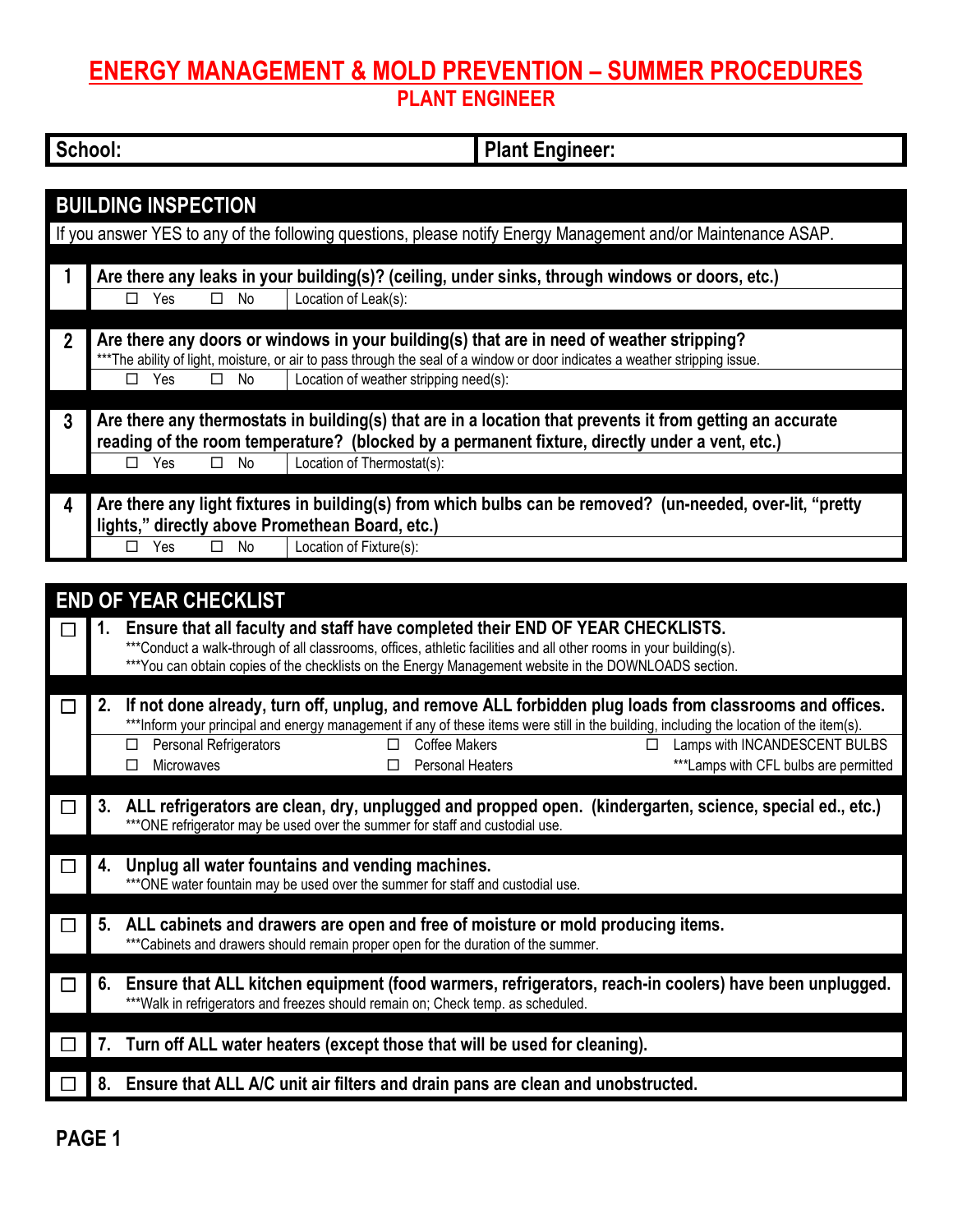# ENERGY MANAGEMENT & MOLD PREVENTION – SUMMER PROCEDURES

## PLANT ENGINEER

| School: | Plant Engineer: |
|---|---|

## BUILDING INSPECTION

If you answer YES to any of the following questions, please notify Energy Management and/or Maintenance ASAP.

**1. Are there any leaks in your building(s)? (ceiling, under sinks, through windows or doors, etc.)**

☐ Yes ☐ No | Location of Leak(s):

**2. Are there any doors or windows in your building(s) that are in need of weather stripping?**

***The ability of light, moisture, or air to pass through the seal of a window or door indicates a weather stripping issue.

☐ Yes ☐ No | Location of weather stripping need(s):

**3. Are there any thermostats in building(s) that are in a location that prevents it from getting an accurate reading of the room temperature? (blocked by a permanent fixture, directly under a vent, etc.)**

☐ Yes ☐ No | Location of Thermostat(s):

**4. Are there any light fixtures in building(s) from which bulbs can be removed? (un-needed, over-lit, "pretty lights," directly above Promethean Board, etc.)**

☐ Yes ☐ No | Location of Fixture(s):

## END OF YEAR CHECKLIST

☐ **1. Ensure that all faculty and staff have completed their END OF YEAR CHECKLISTS.**

***Conduct a walk-through of all classrooms, offices, athletic facilities and all other rooms in your building(s).
***You can obtain copies of the checklists on the Energy Management website in the DOWNLOADS section.

☐ **2. If not done already, turn off, unplug, and remove ALL forbidden plug loads from classrooms and offices.**

***Inform your principal and energy management if any of these items were still in the building, including the location of the item(s).

- ☐ Personal Refrigerators
- ☐ Microwaves
- ☐ Coffee Makers
- ☐ Personal Heaters
- ☐ Lamps with INCANDESCENT BULBS
  - ***Lamps with CFL bulbs are permitted

☐ **3. ALL refrigerators are clean, dry, unplugged and propped open. (kindergarten, science, special ed., etc.)**

***ONE refrigerator may be used over the summer for staff and custodial use.

☐ **4. Unplug all water fountains and vending machines.**

***ONE water fountain may be used over the summer for staff and custodial use.

☐ **5. ALL cabinets and drawers are open and free of moisture or mold producing items.**

***Cabinets and drawers should remain proper open for the duration of the summer.

☐ **6. Ensure that ALL kitchen equipment (food warmers, refrigerators, reach-in coolers) have been unplugged.**

***Walk in refrigerators and freezes should remain on; Check temp. as scheduled.

☐ **7. Turn off ALL water heaters (except those that will be used for cleaning).**

☐ **8. Ensure that ALL A/C unit air filters and drain pans are clean and unobstructed.**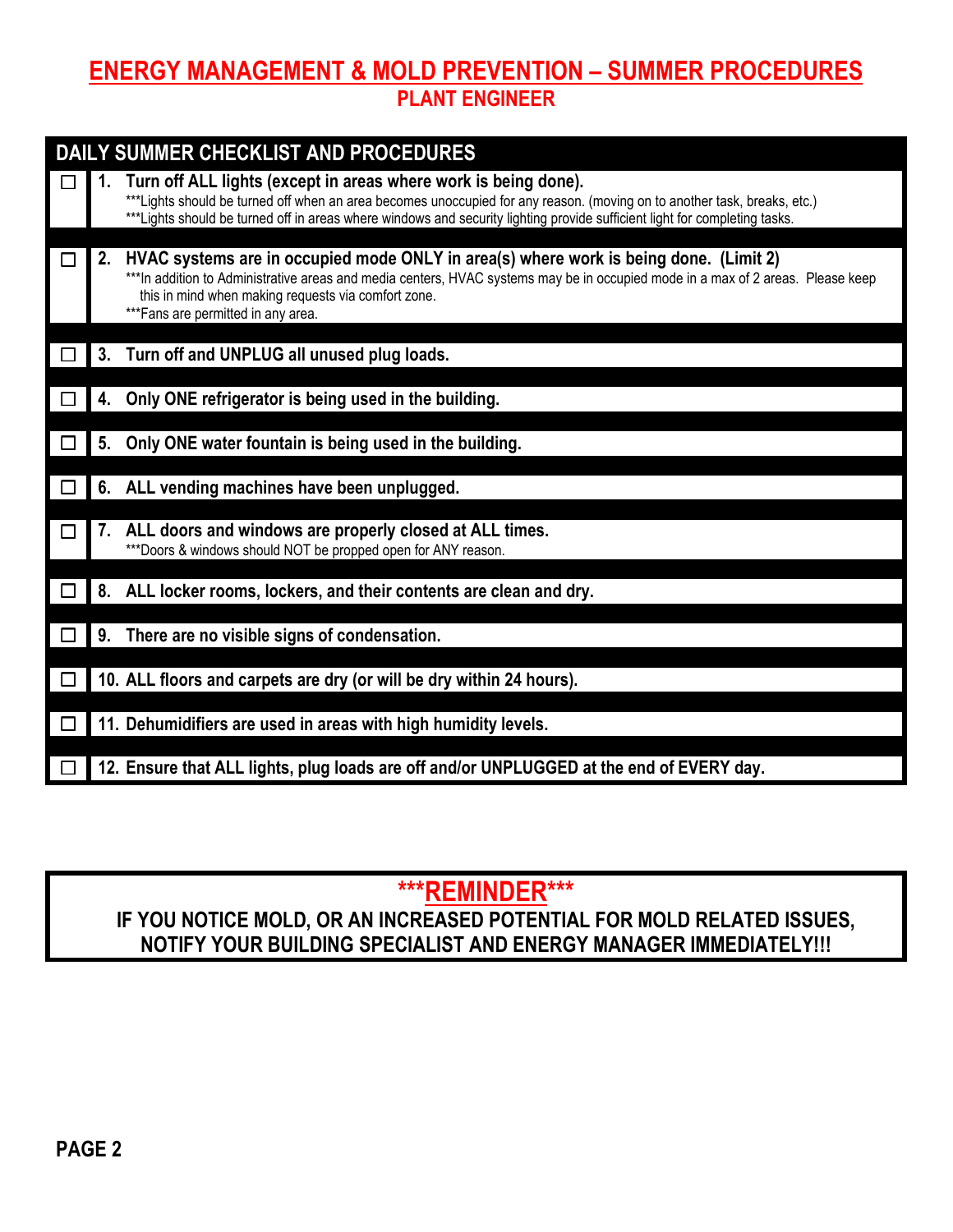# ENERGY MANAGEMENT & MOLD PREVENTION – SUMMER PROCEDURES

## PLANT ENGINEER

## DAILY SUMMER CHECKLIST AND PROCEDURES

- ☐ **1. Turn off ALL lights (except in areas where work is being done).**
  ***Lights should be turned off when an area becomes unoccupied for any reason. (moving on to another task, breaks, etc.)
  ***Lights should be turned off in areas where windows and security lighting provide sufficient light for completing tasks.

- ☐ **2. HVAC systems are in occupied mode ONLY in area(s) where work is being done. (Limit 2)**
  ***In addition to Administrative areas and media centers, HVAC systems may be in occupied mode in a max of 2 areas. Please keep this in mind when making requests via comfort zone.
  ***Fans are permitted in any area.

- ☐ **3. Turn off and UNPLUG all unused plug loads.**

- ☐ **4. Only ONE refrigerator is being used in the building.**

- ☐ **5. Only ONE water fountain is being used in the building.**

- ☐ **6. ALL vending machines have been unplugged.**

- ☐ **7. ALL doors and windows are properly closed at ALL times.**
  ***Doors & windows should NOT be propped open for ANY reason.

- ☐ **8. ALL locker rooms, lockers, and their contents are clean and dry.**

- ☐ **9. There are no visible signs of condensation.**

- ☐ **10. ALL floors and carpets are dry (or will be dry within 24 hours).**

- ☐ **11. Dehumidifiers are used in areas with high humidity levels.**

- ☐ **12. Ensure that ALL lights, plug loads are off and/or UNPLUGGED at the end of EVERY day.**

**\*\*\*REMINDER\*\*\***

**IF YOU NOTICE MOLD, OR AN INCREASED POTENTIAL FOR MOLD RELATED ISSUES, NOTIFY YOUR BUILDING SPECIALIST AND ENERGY MANAGER IMMEDIATELY!!!**